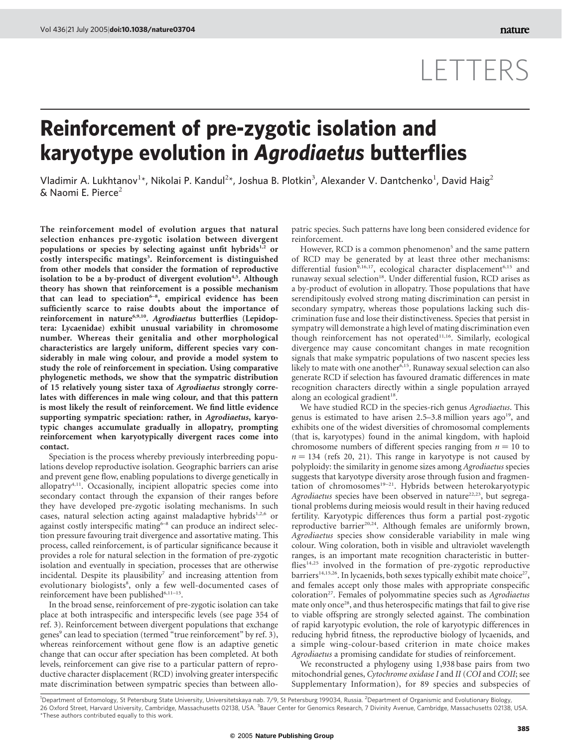# LETTERS

# Reinforcement of pre-zygotic isolation and karyotype evolution in *Agrodiaetus* butterflies

Vladimir A. Lukhtanov[1*], Nikolai P. Kandul[2*], Joshua B. Plotkin[3], Alexander V. Dantchenko[1], David Haig[2] & Naomi E. Pierce[2]

**The reinforcement model of evolution argues that natural selection enhances pre-zygotic isolation between divergent populations or species by selecting against unfit hybrids[1,2] or costly interspecific matings[3]. Reinforcement is distinguished from other models that consider the formation of reproductive isolation to be a by-product of divergent evolution[4,5]. Although theory has shown that reinforcement is a possible mechanism that can lead to speciation[6–8], empirical evidence has been sufficiently scarce to raise doubts about the importance of reinforcement in nature[6,9,10]. *Agrodiaetus* butterflies (Lepidoptera: Lycaenidae) exhibit unusual variability in chromosome number. Whereas their genitalia and other morphological characteristics are largely uniform, different species vary considerably in male wing colour, and provide a model system to study the role of reinforcement in speciation. Using comparative phylogenetic methods, we show that the sympatric distribution of 15 relatively young sister taxa of *Agrodiaetus* strongly correlates with differences in male wing colour, and that this pattern is most likely the result of reinforcement. We find little evidence supporting sympatric speciation: rather, in *Agrodiaetus*, karyotypic changes accumulate gradually in allopatry, prompting reinforcement when karyotypically divergent races come into contact.**

Speciation is the process whereby previously interbreeding populations develop reproductive isolation. Geographic barriers can arise and prevent gene flow, enabling populations to diverge genetically in allopatry[4,11]. Occasionally, incipient allopatric species come into secondary contact through the expansion of their ranges before they have developed pre-zygotic isolating mechanisms. In such cases, natural selection acting against maladaptive hybrids[1,2,6] or against costly interspecific mating[6–8] can produce an indirect selection pressure favouring trait divergence and assortative mating. This process, called reinforcement, is of particular significance because it provides a role for natural selection in the formation of pre-zygotic isolation and eventually in speciation, processes that are otherwise incidental. Despite its plausibility[7] and increasing attention from evolutionary biologists[8], only a few well-documented cases of reinforcement have been published[6,11–15].

In the broad sense, reinforcement of pre-zygotic isolation can take place at both intraspecific and interspecific levels (see page 354 of ref. 3). Reinforcement between divergent populations that exchange genes[9] can lead to speciation (termed "true reinforcement" by ref. 3), whereas reinforcement without gene flow is an adaptive genetic change that can occur after speciation has been completed. At both levels, reinforcement can give rise to a particular pattern of reproductive character displacement (RCD) involving greater interspecific mate discrimination between sympatric species than between allopatric species. Such patterns have long been considered evidence for reinforcement.

However, RCD is a common phenomenon[5] and the same pattern of RCD may be generated by at least three other mechanisms: differential fusion[9,16,17], ecological character displacement[6,15] and runaway sexual selection[18]. Under differential fusion, RCD arises as a by-product of evolution in allopatry. Those populations that have serendipitously evolved strong mating discrimination can persist in secondary sympatry, whereas those populations lacking such discrimination fuse and lose their distinctiveness. Species that persist in sympatry will demonstrate a high level of mating discrimination even though reinforcement has not operated[11,16]. Similarly, ecological divergence may cause concomitant changes in mate recognition signals that make sympatric populations of two nascent species less likely to mate with one another[6,15]. Runaway sexual selection can also generate RCD if selection has favoured dramatic differences in mate recognition characters directly within a single population arrayed along an ecological gradient[18].

We have studied RCD in the species-rich genus *Agrodiaetus*. This genus is estimated to have arisen 2.5–3.8 million years ago[19], and exhibits one of the widest diversities of chromosomal complements (that is, karyotypes) found in the animal kingdom, with haploid chromosome numbers of different species ranging from $n = 10$ to $n = 134$ (refs 20, 21). This range in karyotype is not caused by polyploidy: the similarity in genome sizes among *Agrodiaetus* species suggests that karyotype diversity arose through fusion and fragmentation of chromosomes[19–21]. Hybrids between heterokaryotypic *Agrodiaetus* species have been observed in nature[22,23], but segregational problems during meiosis would result in their having reduced fertility. Karyotypic differences thus form a partial post-zygotic reproductive barrier[20,24]. Although females are uniformly brown, *Agrodiaetus* species show considerable variability in male wing colour. Wing coloration, both in visible and ultraviolet wavelength ranges, is an important mate recognition characteristic in butterflies[14,25] involved in the formation of pre-zygotic reproductive barriers[14,15,26]. In lycaenids, both sexes typically exhibit mate choice[27], and females accept only those males with appropriate conspecific coloration[27]. Females of polyommatine species such as *Agrodiaetus* mate only once[28], and thus heterospecific matings that fail to give rise to viable offspring are strongly selected against. The combination of rapid karyotypic evolution, the role of karyotypic differences in reducing hybrid fitness, the reproductive biology of lycaenids, and a simple wing-colour-based criterion in mate choice makes *Agrodiaetus* a promising candidate for studies of reinforcement.

We reconstructed a phylogeny using 1,938 base pairs from two mitochondrial genes, *Cytochrome oxidase I* and *II* (*COI* and *COII*; see Supplementary Information), for 89 species and subspecies of

[1]Department of Entomology, St Petersburg State University, Universitetskaya nab. 7/9, St Petersburg 199034, Russia. [2]Department of Organismic and Evolutionary Biology, 26 Oxford Street, Harvard University, Cambridge, Massachusetts 02138, USA. [3]Bauer Center for Genomics Research, 7 Divinity Avenue, Cambridge, Massachusetts 02138, USA. *These authors contributed equally to this work.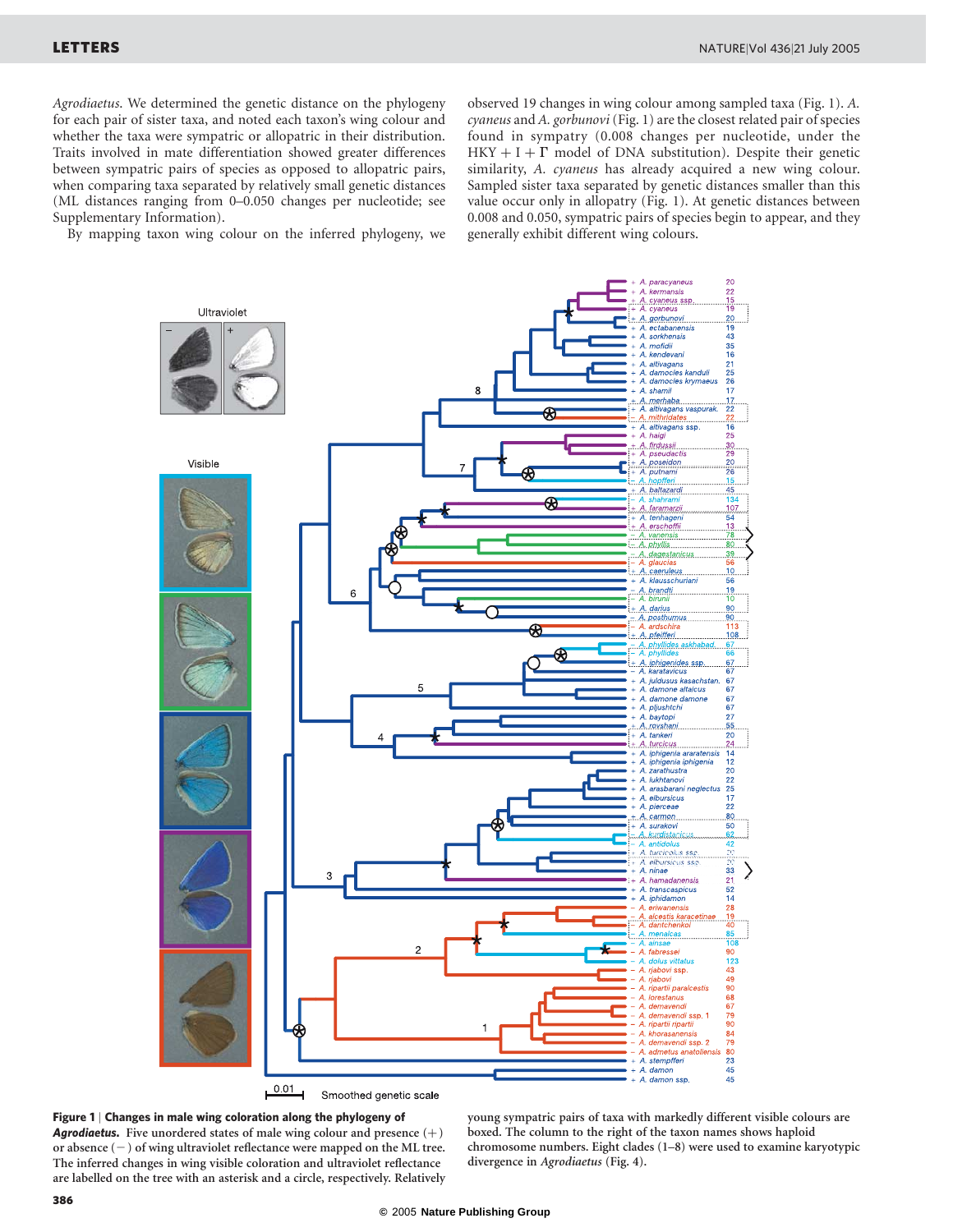*Agrodiaetus*. We determined the genetic distance on the phylogeny for each pair of sister taxa, and noted each taxon's wing colour and whether the taxa were sympatric or allopatric in their distribution. Traits involved in mate differentiation showed greater differences between sympatric pairs of species as opposed to allopatric pairs, when comparing taxa separated by relatively small genetic distances (ML distances ranging from 0–0.050 changes per nucleotide; see Supplementary Information).

By mapping taxon wing colour on the inferred phylogeny, we observed 19 changes in wing colour among sampled taxa (Fig. 1). *A. cyaneus* and *A. gorbunovi* (Fig. 1) are the closest related pair of species found in sympatry (0.008 changes per nucleotide, under the HKY + I + Γ model of DNA substitution). Despite their genetic similarity, *A. cyaneus* has already acquired a new wing colour. Sampled sister taxa separated by genetic distances smaller than this value occur only in allopatry (Fig. 1). At genetic distances between 0.008 and 0.050, sympatric pairs of species begin to appear, and they generally exhibit different wing colours.

**Figure 1** | **Changes in male wing coloration along the phylogeny of *Agrodiaetus*.** Five unordered states of male wing colour and presence (+) or absence (−) of wing ultraviolet reflectance were mapped on the ML tree. The inferred changes in wing visible coloration and ultraviolet reflectance are labelled on the tree with an asterisk and a circle, respectively. Relatively young sympatric pairs of taxa with markedly different visible colours are boxed. The column to the right of the taxon names shows haploid chromosome numbers. Eight clades (1–8) were used to examine karyotypic divergence in *Agrodiaetus* (Fig. 4).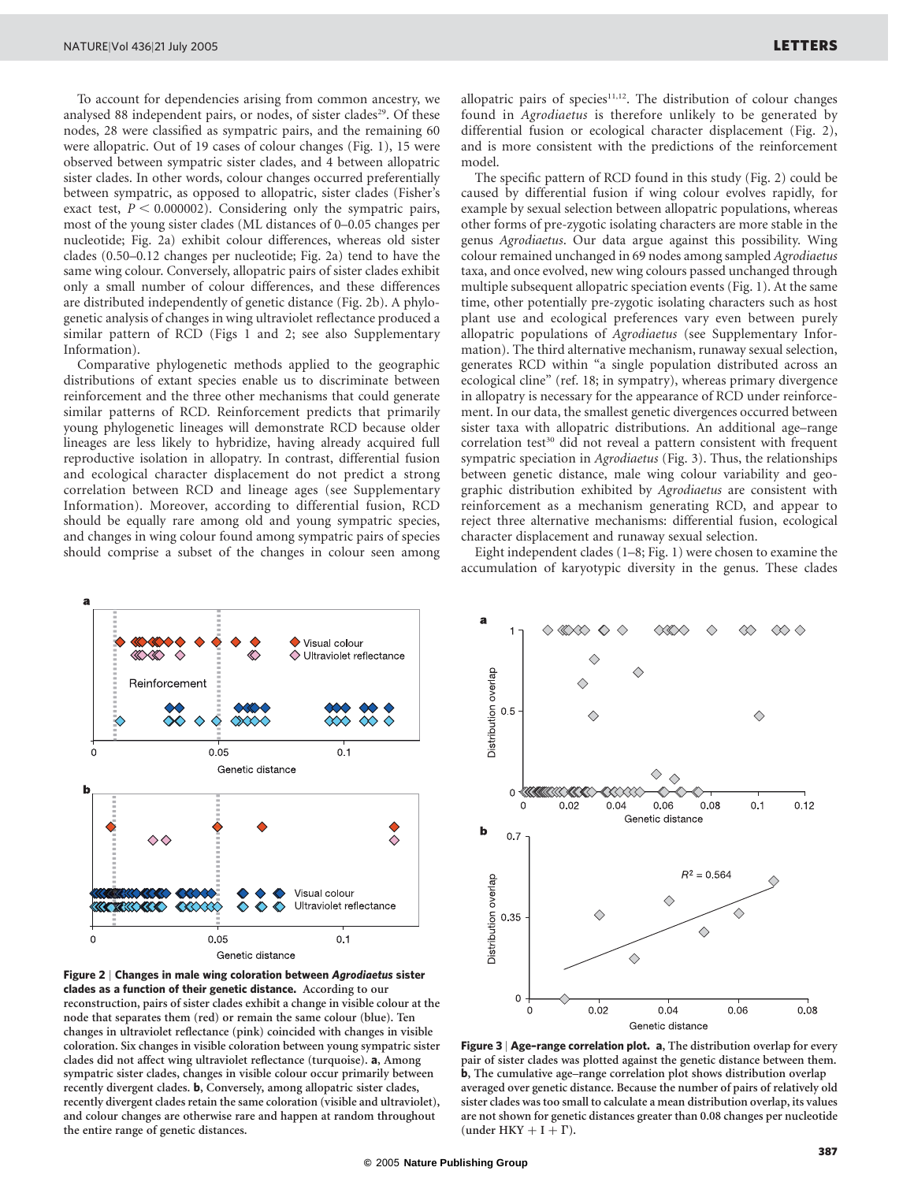To account for dependencies arising from common ancestry, we analysed 88 independent pairs, or nodes, of sister clades[29]. Of these nodes, 28 were classified as sympatric pairs, and the remaining 60 were allopatric. Out of 19 cases of colour changes (Fig. 1), 15 were observed between sympatric sister clades, and 4 between allopatric sister clades. In other words, colour changes occurred preferentially between sympatric, as opposed to allopatric, sister clades (Fisher's exact test, $P < 0.000002$). Considering only the sympatric pairs, most of the young sister clades (ML distances of 0–0.05 changes per nucleotide; Fig. 2a) exhibit colour differences, whereas old sister clades (0.50–0.12 changes per nucleotide; Fig. 2a) tend to have the same wing colour. Conversely, allopatric pairs of sister clades exhibit only a small number of colour differences, and these differences are distributed independently of genetic distance (Fig. 2b). A phylogenetic analysis of changes in wing ultraviolet reflectance produced a similar pattern of RCD (Figs 1 and 2; see also Supplementary Information).

Comparative phylogenetic methods applied to the geographic distributions of extant species enable us to discriminate between reinforcement and the three other mechanisms that could generate similar patterns of RCD. Reinforcement predicts that primarily young phylogenetic lineages will demonstrate RCD because older lineages are less likely to hybridize, having already acquired full reproductive isolation in allopatry. In contrast, differential fusion and ecological character displacement do not predict a strong correlation between RCD and lineage ages (see Supplementary Information). Moreover, according to differential fusion, RCD should be equally rare among old and young sympatric species, and changes in wing colour found among sympatric pairs of species should comprise a subset of the changes in colour seen among allopatric pairs of species[11,12]. The distribution of colour changes found in *Agrodiaetus* is therefore unlikely to be generated by differential fusion or ecological character displacement (Fig. 2), and is more consistent with the predictions of the reinforcement model.

The specific pattern of RCD found in this study (Fig. 2) could be caused by differential fusion if wing colour evolves rapidly, for example by sexual selection between allopatric populations, whereas other forms of pre-zygotic isolating characters are more stable in the genus *Agrodiaetus*. Our data argue against this possibility. Wing colour remained unchanged in 69 nodes among sampled *Agrodiaetus* taxa, and once evolved, new wing colours passed unchanged through multiple subsequent allopatric speciation events (Fig. 1). At the same time, other potentially pre-zygotic isolating characters such as host plant use and ecological preferences vary even between purely allopatric populations of *Agrodiaetus* (see Supplementary Information). The third alternative mechanism, runaway sexual selection, generates RCD within "a single population distributed across an ecological cline" (ref. 18; in sympatry), whereas primary divergence in allopatry is necessary for the appearance of RCD under reinforcement. In our data, the smallest genetic divergences occurred between sister taxa with allopatric distributions. An additional age–range correlation test[30] did not reveal a pattern consistent with frequent sympatric speciation in *Agrodiaetus* (Fig. 3). Thus, the relationships between genetic distance, male wing colour variability and geographic distribution exhibited by *Agrodiaetus* are consistent with reinforcement as a mechanism generating RCD, and appear to reject three alternative mechanisms: differential fusion, ecological character displacement and runaway sexual selection.

Eight independent clades (1–8; Fig. 1) were chosen to examine the accumulation of karyotypic diversity in the genus. These clades

**Figure 2 | Changes in male wing coloration between *Agrodiaetus* sister clades as a function of their genetic distance.** According to our reconstruction, pairs of sister clades exhibit a change in visible colour at the node that separates them (red) or remain the same colour (blue). Ten changes in ultraviolet reflectance (pink) coincided with changes in visible coloration. Six changes in visible coloration between young sympatric sister clades did not affect wing ultraviolet reflectance (turquoise). **a**, Among sympatric sister clades, changes in visible colour occur primarily between recently divergent clades. **b**, Conversely, among allopatric sister clades, recently divergent clades retain the same coloration (visible and ultraviolet), and colour changes are otherwise rare and happen at random throughout the entire range of genetic distances.

**Figure 3 | Age–range correlation plot.** **a**, The distribution overlap for every pair of sister clades was plotted against the genetic distance between them. **b**, The cumulative age–range correlation plot shows distribution overlap averaged over genetic distance. Because the number of pairs of relatively old sister clades was too small to calculate a mean distribution overlap, its values are not shown for genetic distances greater than 0.08 changes per nucleotide (under HKY + I + Γ).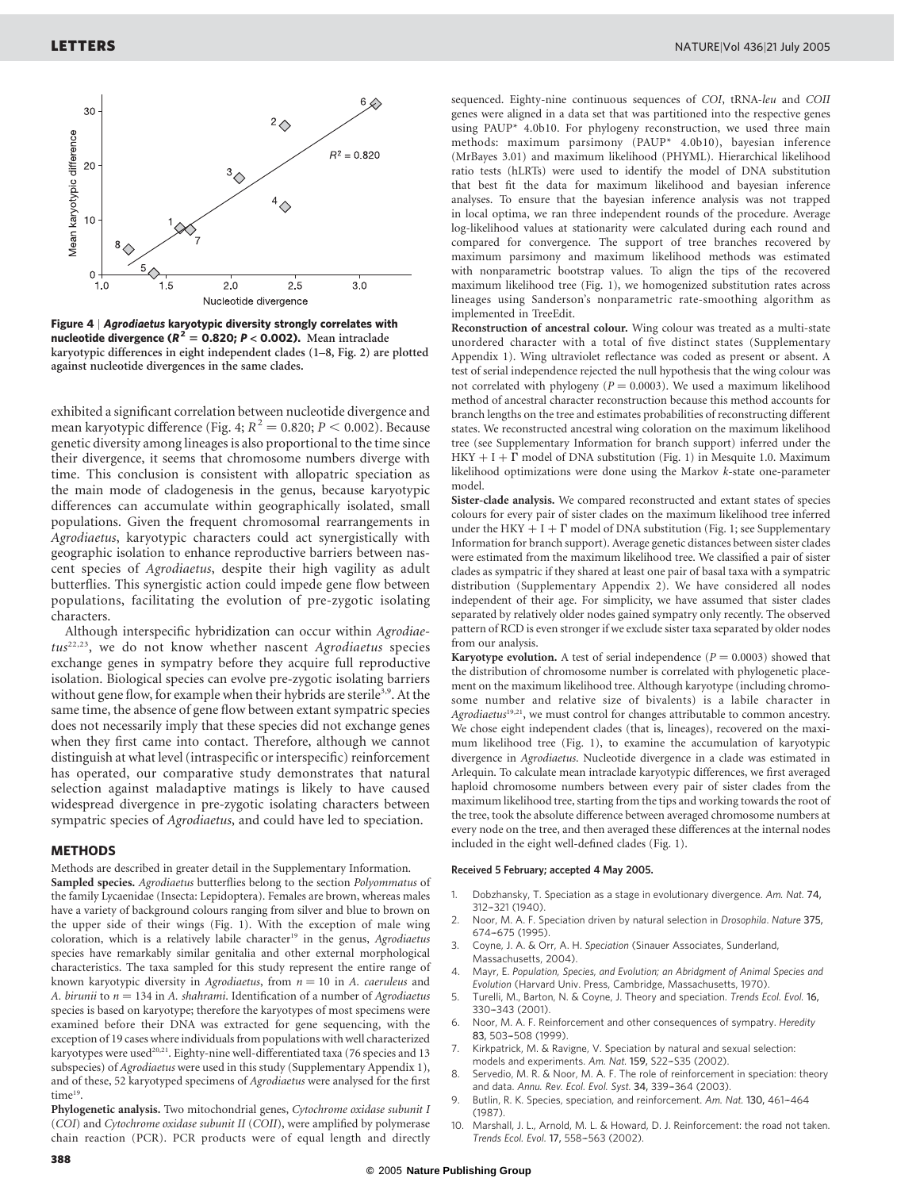**Figure 4 | *Agrodiaetus* karyotypic diversity strongly correlates with nucleotide divergence ($R^2 = 0.820$; $P < 0.002$).** Mean intraclade karyotypic differences in eight independent clades (1–8, Fig. 2) are plotted against nucleotide divergences in the same clades.

exhibited a significant correlation between nucleotide divergence and mean karyotypic difference (Fig. 4; $R^2 = 0.820$; $P < 0.002$). Because genetic diversity among lineages is also proportional to the time since their divergence, it seems that chromosome numbers diverge with time. This conclusion is consistent with allopatric speciation as the main mode of cladogenesis in the genus, because karyotypic differences can accumulate within geographically isolated, small populations. Given the frequent chromosomal rearrangements in *Agrodiaetus*, karyotypic characters could act synergistically with geographic isolation to enhance reproductive barriers between nascent species of *Agrodiaetus*, despite their high vagility as adult butterflies. This synergistic action could impede gene flow between populations, facilitating the evolution of pre-zygotic isolating characters.

Although interspecific hybridization can occur within *Agrodiaetus*[22,23], we do not know whether nascent *Agrodiaetus* species exchange genes in sympatry before they acquire full reproductive isolation. Biological species can evolve pre-zygotic isolating barriers without gene flow, for example when their hybrids are sterile[3,9]. At the same time, the absence of gene flow between extant sympatric species does not necessarily imply that these species did not exchange genes when they first came into contact. Therefore, although we cannot distinguish at what level (intraspecific or interspecific) reinforcement has operated, our comparative study demonstrates that natural selection against maladaptive matings is likely to have caused widespread divergence in pre-zygotic isolating characters between sympatric species of *Agrodiaetus*, and could have led to speciation.

## METHODS

Methods are described in greater detail in the Supplementary Information.

**Sampled species.** *Agrodiaetus* butterflies belong to the section *Polyommatus* of the family Lycaenidae (Insecta: Lepidoptera). Females are brown, whereas males have a variety of background colours ranging from silver and blue to brown on the upper side of their wings (Fig. 1). With the exception of male wing coloration, which is a relatively labile character[19] in the genus, *Agrodiaetus* species have remarkably similar genitalia and other external morphological characteristics. The taxa sampled for this study represent the entire range of known karyotypic diversity in *Agrodiaetus*, from $n = 10$ in *A. caeruleus* and *A. birunii* to $n = 134$ in *A. shahrami*. Identification of a number of *Agrodiaetus* species is based on karyotype; therefore the karyotypes of most specimens were examined before their DNA was extracted for gene sequencing, with the exception of 19 cases where individuals from populations with well characterized karyotypes were used[20,21]. Eighty-nine well-differentiated taxa (76 species and 13 subspecies) of *Agrodiaetus* were used in this study (Supplementary Appendix 1), and of these, 52 karyotyped specimens of *Agrodiaetus* were analysed for the first time[19].

**Phylogenetic analysis.** Two mitochondrial genes, *Cytochrome oxidase subunit I* (*COI*) and *Cytochrome oxidase subunit II* (*COII*), were amplified by polymerase chain reaction (PCR). PCR products were of equal length and directly sequenced. Eighty-nine continuous sequences of *COI*, tRNA-*leu* and *COII* genes were aligned in a data set that was partitioned into the respective genes using PAUP* 4.0b10. For phylogeny reconstruction, we used three main methods: maximum parsimony (PAUP* 4.0b10), bayesian inference (MrBayes 3.01) and maximum likelihood (PHYML). Hierarchical likelihood ratio tests (hLRTs) were used to identify the model of DNA substitution that best fit the data for maximum likelihood and bayesian inference analyses. To ensure that the bayesian inference analysis was not trapped in local optima, we ran three independent rounds of the procedure. Average log-likelihood values at stationarity were calculated during each round and compared for convergence. The support of tree branches recovered by maximum parsimony and maximum likelihood methods was estimated with nonparametric bootstrap values. To align the tips of the recovered maximum likelihood tree (Fig. 1), we homogenized substitution rates across lineages using Sanderson's nonparametric rate-smoothing algorithm as implemented in TreeEdit.

**Reconstruction of ancestral colour.** Wing colour was treated as a multi-state unordered character with a total of five distinct states (Supplementary Appendix 1). Wing ultraviolet reflectance was coded as present or absent. A test of serial independence rejected the null hypothesis that the wing colour was not correlated with phylogeny ($P = 0.0003$). We used a maximum likelihood method of ancestral character reconstruction because this method accounts for branch lengths on the tree and estimates probabilities of reconstructing different states. We reconstructed ancestral wing coloration on the maximum likelihood tree (see Supplementary Information for branch support) inferred under the HKY + I + $\Gamma$ model of DNA substitution (Fig. 1) in Mesquite 1.0. Maximum likelihood optimizations were done using the Markov *k*-state one-parameter model.

**Sister-clade analysis.** We compared reconstructed and extant states of species colours for every pair of sister clades on the maximum likelihood tree inferred under the HKY + I + $\Gamma$ model of DNA substitution (Fig. 1; see Supplementary Information for branch support). Average genetic distances between sister clades were estimated from the maximum likelihood tree. We classified a pair of sister clades as sympatric if they shared at least one pair of basal taxa with a sympatric distribution (Supplementary Appendix 2). We have considered all nodes independent of their age. For simplicity, we have assumed that sister clades separated by relatively older nodes gained sympatry only recently. The observed pattern of RCD is even stronger if we exclude sister taxa separated by older nodes from our analysis.

**Karyotype evolution.** A test of serial independence ($P = 0.0003$) showed that the distribution of chromosome number is correlated with phylogenetic placement on the maximum likelihood tree. Although karyotype (including chromosome number and relative size of bivalents) is a labile character in *Agrodiaetus*[19,21], we must control for changes attributable to common ancestry. We chose eight independent clades (that is, lineages), recovered on the maximum likelihood tree (Fig. 1), to examine the accumulation of karyotypic divergence in *Agrodiaetus*. Nucleotide divergence in a clade was estimated in Arlequin. To calculate mean intraclade karyotypic differences, we first averaged haploid chromosome numbers between every pair of sister clades from the maximum likelihood tree, starting from the tips and working towards the root of the tree, took the absolute difference between averaged chromosome numbers at every node on the tree, and then averaged these differences at the internal nodes included in the eight well-defined clades (Fig. 1).

**Received 5 February; accepted 4 May 2005.**

1. Dobzhansky, T. Speciation as a stage in evolutionary divergence. *Am. Nat.* **74**, 312–321 (1940).
2. Noor, M. A. F. Speciation driven by natural selection in *Drosophila*. *Nature* **375**, 674–675 (1995).
3. Coyne, J. A. & Orr, A. H. *Speciation* (Sinauer Associates, Sunderland, Massachusetts, 2004).
4. Mayr, E. *Population, Species, and Evolution; an Abridgment of Animal Species and Evolution* (Harvard Univ. Press, Cambridge, Massachusetts, 1970).
5. Turelli, M., Barton, N. & Coyne, J. Theory and speciation. *Trends Ecol. Evol.* **16**, 330–343 (2001).
6. Noor, M. A. F. Reinforcement and other consequences of sympatry. *Heredity* **83**, 503–508 (1999).
7. Kirkpatrick, M. & Ravigne, V. Speciation by natural and sexual selection: models and experiments. *Am. Nat.* **159**, S22–S35 (2002).
8. Servedio, M. R. & Noor, M. A. F. The role of reinforcement in speciation: theory and data. *Annu. Rev. Ecol. Evol. Syst.* **34**, 339–364 (2003).
9. Butlin, R. K. Species, speciation, and reinforcement. *Am. Nat.* **130**, 461–464 (1987).
10. Marshall, J. L., Arnold, M. L. & Howard, D. J. Reinforcement: the road not taken. *Trends Ecol. Evol.* **17**, 558–563 (2002).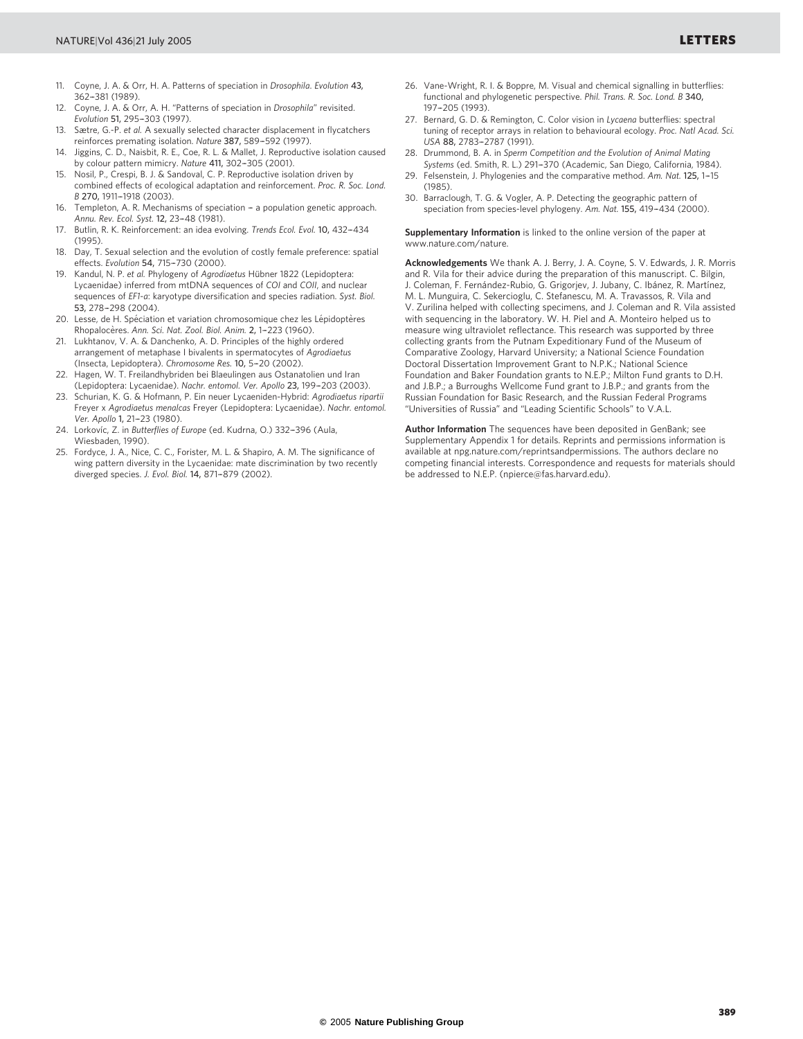11. Coyne, J. A. & Orr, H. A. Patterns of speciation in *Drosophila*. *Evolution* **43,** 362–381 (1989).
12. Coyne, J. A. & Orr, A. H. "Patterns of speciation in *Drosophila*" revisited. *Evolution* **51,** 295–303 (1997).
13. Sætre, G.-P. *et al.* A sexually selected character displacement in flycatchers reinforces premating isolation. *Nature* **387,** 589–592 (1997).
14. Jiggins, C. D., Naisbit, R. E., Coe, R. L. & Mallet, J. Reproductive isolation caused by colour pattern mimicry. *Nature* **411,** 302–305 (2001).
15. Nosil, P., Crespi, B. J. & Sandoval, C. P. Reproductive isolation driven by combined effects of ecological adaptation and reinforcement. *Proc. R. Soc. Lond. B* **270,** 1911–1918 (2003).
16. Templeton, A. R. Mechanisms of speciation – a population genetic approach. *Annu. Rev. Ecol. Syst.* **12,** 23–48 (1981).
17. Butlin, R. K. Reinforcement: an idea evolving. *Trends Ecol. Evol.* **10,** 432–434 (1995).
18. Day, T. Sexual selection and the evolution of costly female preference: spatial effects. *Evolution* **54,** 715–730 (2000).
19. Kandul, N. P. *et al.* Phylogeny of *Agrodiaetus* Hübner 1822 (Lepidoptera: Lycaenidae) inferred from mtDNA sequences of *COI* and *COII*, and nuclear sequences of *EF1-α*: karyotype diversification and species radiation. *Syst. Biol.* **53,** 278–298 (2004).
20. Lesse, de H. Spéciation et variation chromosomique chez les Lépidoptères Rhopalocères. *Ann. Sci. Nat. Zool. Biol. Anim.* **2,** 1–223 (1960).
21. Lukhtanov, V. A. & Danchenko, A. D. Principles of the highly ordered arrangement of metaphase I bivalents in spermatocytes of *Agrodiaetus* (Insecta, Lepidoptera). *Chromosome Res.* **10,** 5–20 (2002).
22. Hagen, W. T. Freilandhybriden bei Blaeulingen aus Ostanatolien und Iran (Lepidoptera: Lycaenidae). *Nachr. entomol. Ver. Apollo* **23,** 199–203 (2003).
23. Schurian, K. G. & Hofmann, P. Ein neuer Lycaeniden-Hybrid: *Agrodiaetus ripartii* Freyer x *Agrodiaetus menalcas* Freyer (Lepidoptera: Lycaenidae). *Nachr. entomol. Ver. Apollo* **1,** 21–23 (1980).
24. Lorkovíc, Z. in *Butterflies of Europe* (ed. Kudrna, O.) 332–396 (Aula, Wiesbaden, 1990).
25. Fordyce, J. A., Nice, C. C., Forister, M. L. & Shapiro, A. M. The significance of wing pattern diversity in the Lycaenidae: mate discrimination by two recently diverged species. *J. Evol. Biol.* **14,** 871–879 (2002).
26. Vane-Wright, R. I. & Boppre, M. Visual and chemical signalling in butterflies: functional and phylogenetic perspective. *Phil. Trans. R. Soc. Lond. B* **340,** 197–205 (1993).
27. Bernard, G. D. & Remington, C. Color vision in *Lycaena* butterflies: spectral tuning of receptor arrays in relation to behavioural ecology. *Proc. Natl Acad. Sci. USA* **88,** 2783–2787 (1991).
28. Drummond, B. A. in *Sperm Competition and the Evolution of Animal Mating Systems* (ed. Smith, R. L.) 291–370 (Academic, San Diego, California, 1984).
29. Felsenstein, J. Phylogenies and the comparative method. *Am. Nat.* **125,** 1–15 (1985).
30. Barraclough, T. G. & Vogler, A. P. Detecting the geographic pattern of speciation from species-level phylogeny. *Am. Nat.* **155,** 419–434 (2000).

**Supplementary Information** is linked to the online version of the paper at www.nature.com/nature.

**Acknowledgements** We thank A. J. Berry, J. A. Coyne, S. V. Edwards, J. R. Morris and R. Vila for their advice during the preparation of this manuscript. C. Bilgin, J. Coleman, F. Fernández-Rubio, G. Grigorjev, J. Jubany, C. Ibánez, R. Martínez, M. L. Munguira, C. Sekercioglu, C. Stefanescu, M. A. Travassos, R. Vila and V. Zurilina helped with collecting specimens, and J. Coleman and R. Vila assisted with sequencing in the laboratory. W. H. Piel and A. Monteiro helped us to measure wing ultraviolet reflectance. This research was supported by three collecting grants from the Putnam Expeditionary Fund of the Museum of Comparative Zoology, Harvard University; a National Science Foundation Doctoral Dissertation Improvement Grant to N.P.K.; National Science Foundation and Baker Foundation grants to N.E.P.; Milton Fund grants to D.H. and J.B.P.; a Burroughs Wellcome Fund grant to J.B.P.; and grants from the Russian Foundation for Basic Research, and the Russian Federal Programs "Universities of Russia" and "Leading Scientific Schools" to V.A.L.

**Author Information** The sequences have been deposited in GenBank; see Supplementary Appendix 1 for details. Reprints and permissions information is available at npg.nature.com/reprintsandpermissions. The authors declare no competing financial interests. Correspondence and requests for materials should be addressed to N.E.P. (npierce@fas.harvard.edu).